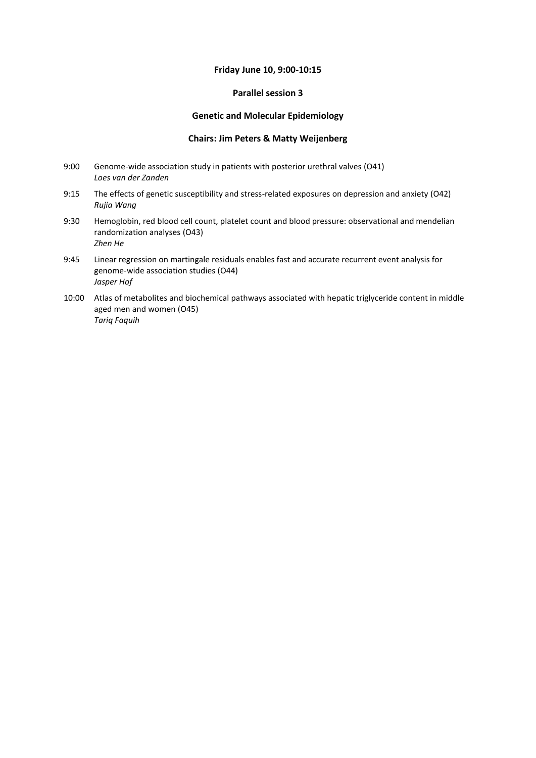**Friday June 10, 9:00-10:15**

**Parallel session 3**

**Genetic and Molecular Epidemiology**

**Chairs: Jim Peters & Matty Weijenberg**

9:00 Genome-wide association study in patients with posterior urethral valves (O41)
*Loes van der Zanden*

9:15 The effects of genetic susceptibility and stress-related exposures on depression and anxiety (O42)
*Rujia Wang*

9:30 Hemoglobin, red blood cell count, platelet count and blood pressure: observational and mendelian randomization analyses (O43)
*Zhen He*

9:45 Linear regression on martingale residuals enables fast and accurate recurrent event analysis for genome-wide association studies (O44)
*Jasper Hof*

10:00 Atlas of metabolites and biochemical pathways associated with hepatic triglyceride content in middle aged men and women (O45)
*Tariq Faquih*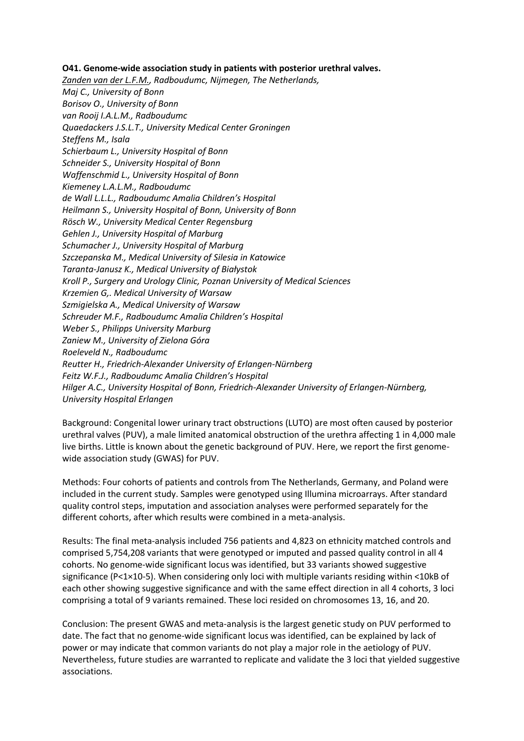**O41. Genome-wide association study in patients with posterior urethral valves.**

*Zanden van der L.F.M., Radboudumc, Nijmegen, The Netherlands,*
*Maj C., University of Bonn*
*Borisov O., University of Bonn*
*van Rooij I.A.L.M., Radboudumc*
*Quaedackers J.S.L.T., University Medical Center Groningen*
*Steffens M., Isala*
*Schierbaum L., University Hospital of Bonn*
*Schneider S., University Hospital of Bonn*
*Waffenschmid L., University Hospital of Bonn*
*Kiemeney L.A.L.M., Radboudumc*
*de Wall L.L.L., Radboudumc Amalia Children's Hospital*
*Heilmann S., University Hospital of Bonn, University of Bonn*
*Rösch W., University Medical Center Regensburg*
*Gehlen J., University Hospital of Marburg*
*Schumacher J., University Hospital of Marburg*
*Szczepanska M., Medical University of Silesia in Katowice*
*Taranta-Janusz K., Medical University of Białystok*
*Kroll P., Surgery and Urology Clinic, Poznan University of Medical Sciences*
*Krzemien G,. Medical University of Warsaw*
*Szmigielska A., Medical University of Warsaw*
*Schreuder M.F., Radboudumc Amalia Children's Hospital*
*Weber S., Philipps University Marburg*
*Zaniew M., University of Zielona Góra*
*Roeleveld N., Radboudumc*
*Reutter H., Friedrich-Alexander University of Erlangen-Nürnberg*
*Feitz W.F.J., Radboudumc Amalia Children's Hospital*
*Hilger A.C., University Hospital of Bonn, Friedrich-Alexander University of Erlangen-Nürnberg, University Hospital Erlangen*

Background: Congenital lower urinary tract obstructions (LUTO) are most often caused by posterior urethral valves (PUV), a male limited anatomical obstruction of the urethra affecting 1 in 4,000 male live births. Little is known about the genetic background of PUV. Here, we report the first genome-wide association study (GWAS) for PUV.

Methods: Four cohorts of patients and controls from The Netherlands, Germany, and Poland were included in the current study. Samples were genotyped using Illumina microarrays. After standard quality control steps, imputation and association analyses were performed separately for the different cohorts, after which results were combined in a meta-analysis.

Results: The final meta-analysis included 756 patients and 4,823 on ethnicity matched controls and comprised 5,754,208 variants that were genotyped or imputed and passed quality control in all 4 cohorts. No genome-wide significant locus was identified, but 33 variants showed suggestive significance ($P<1\times10^{-5}$). When considering only loci with multiple variants residing within <10kB of each other showing suggestive significance and with the same effect direction in all 4 cohorts, 3 loci comprising a total of 9 variants remained. These loci resided on chromosomes 13, 16, and 20.

Conclusion: The present GWAS and meta-analysis is the largest genetic study on PUV performed to date. The fact that no genome-wide significant locus was identified, can be explained by lack of power or may indicate that common variants do not play a major role in the aetiology of PUV. Nevertheless, future studies are warranted to replicate and validate the 3 loci that yielded suggestive associations.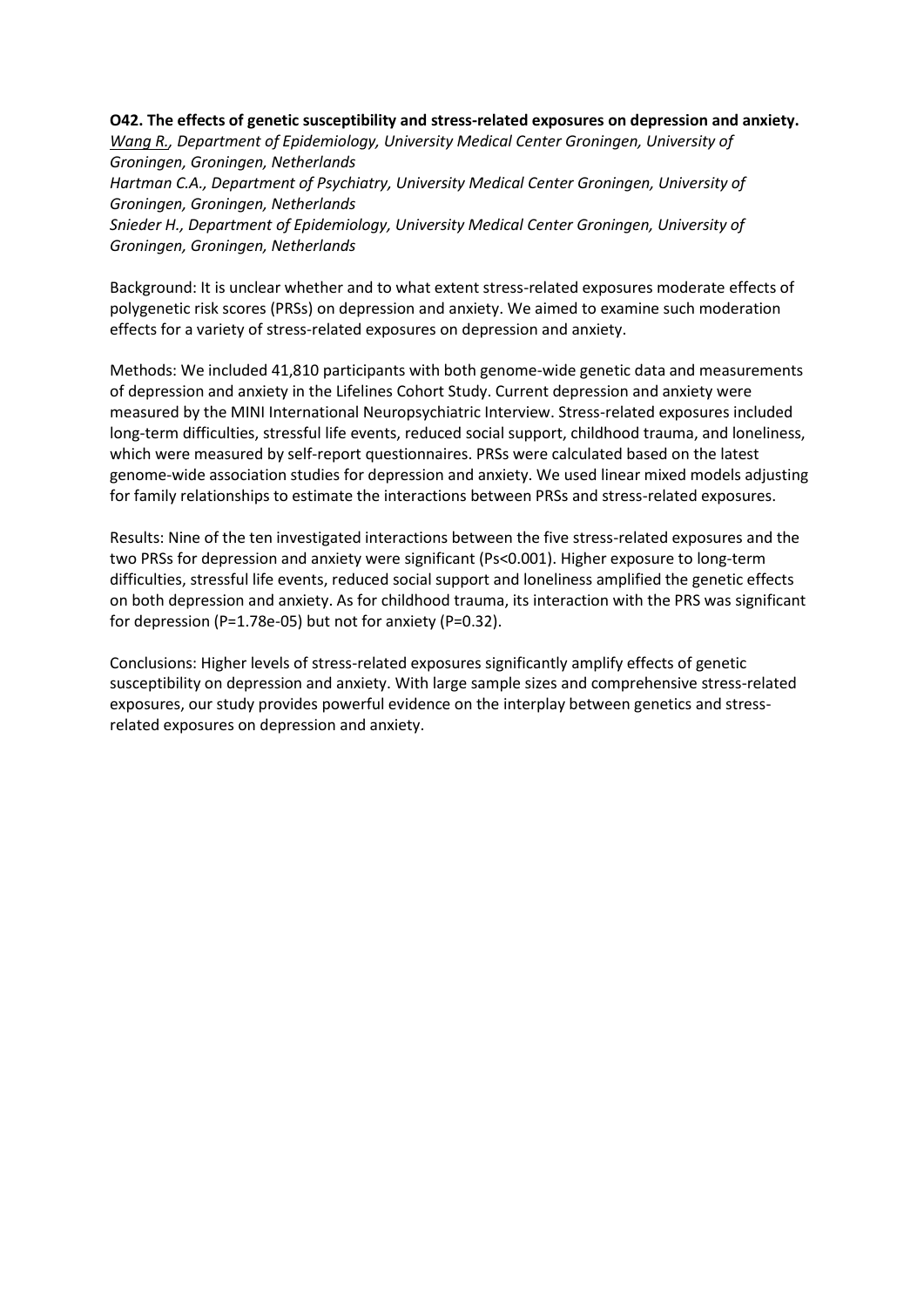**O42. The effects of genetic susceptibility and stress-related exposures on depression and anxiety.**

*Wang R., Department of Epidemiology, University Medical Center Groningen, University of Groningen, Groningen, Netherlands*

*Hartman C.A., Department of Psychiatry, University Medical Center Groningen, University of Groningen, Groningen, Netherlands*

*Snieder H., Department of Epidemiology, University Medical Center Groningen, University of Groningen, Groningen, Netherlands*

Background: It is unclear whether and to what extent stress-related exposures moderate effects of polygenetic risk scores (PRSs) on depression and anxiety. We aimed to examine such moderation effects for a variety of stress-related exposures on depression and anxiety.

Methods: We included 41,810 participants with both genome-wide genetic data and measurements of depression and anxiety in the Lifelines Cohort Study. Current depression and anxiety were measured by the MINI International Neuropsychiatric Interview. Stress-related exposures included long-term difficulties, stressful life events, reduced social support, childhood trauma, and loneliness, which were measured by self-report questionnaires. PRSs were calculated based on the latest genome-wide association studies for depression and anxiety. We used linear mixed models adjusting for family relationships to estimate the interactions between PRSs and stress-related exposures.

Results: Nine of the ten investigated interactions between the five stress-related exposures and the two PRSs for depression and anxiety were significant ($Ps<0.001$). Higher exposure to long-term difficulties, stressful life events, reduced social support and loneliness amplified the genetic effects on both depression and anxiety. As for childhood trauma, its interaction with the PRS was significant for depression ($P=1.78e-05$) but not for anxiety ($P=0.32$).

Conclusions: Higher levels of stress-related exposures significantly amplify effects of genetic susceptibility on depression and anxiety. With large sample sizes and comprehensive stress-related exposures, our study provides powerful evidence on the interplay between genetics and stress-related exposures on depression and anxiety.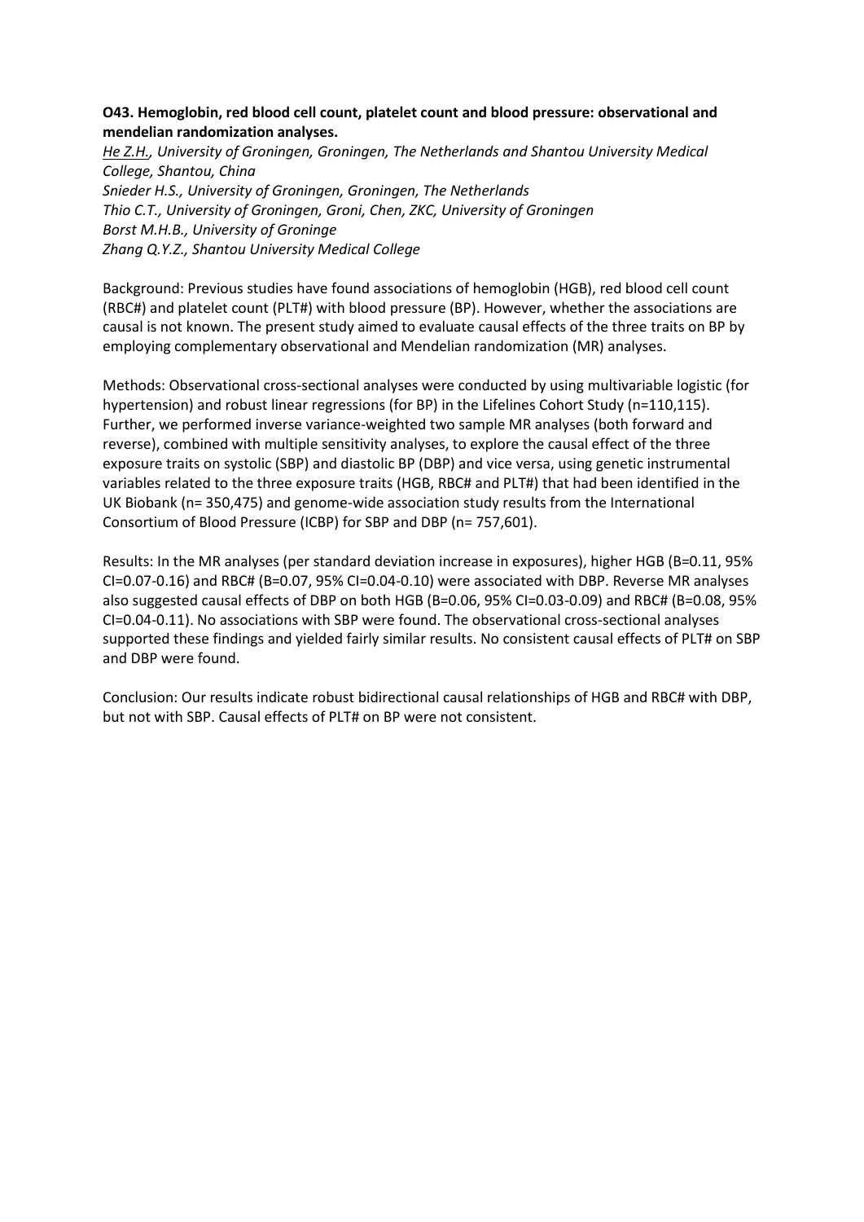**O43. Hemoglobin, red blood cell count, platelet count and blood pressure: observational and mendelian randomization analyses.**

*He Z.H., University of Groningen, Groningen, The Netherlands and Shantou University Medical College, Shantou, China*
*Snieder H.S., University of Groningen, Groningen, The Netherlands*
*Thio C.T., University of Groningen, Groni, Chen, ZKC, University of Groningen*
*Borst M.H.B., University of Groninge*
*Zhang Q.Y.Z., Shantou University Medical College*

Background: Previous studies have found associations of hemoglobin (HGB), red blood cell count (RBC#) and platelet count (PLT#) with blood pressure (BP). However, whether the associations are causal is not known. The present study aimed to evaluate causal effects of the three traits on BP by employing complementary observational and Mendelian randomization (MR) analyses.

Methods: Observational cross-sectional analyses were conducted by using multivariable logistic (for hypertension) and robust linear regressions (for BP) in the Lifelines Cohort Study (n=110,115). Further, we performed inverse variance-weighted two sample MR analyses (both forward and reverse), combined with multiple sensitivity analyses, to explore the causal effect of the three exposure traits on systolic (SBP) and diastolic BP (DBP) and vice versa, using genetic instrumental variables related to the three exposure traits (HGB, RBC# and PLT#) that had been identified in the UK Biobank (n= 350,475) and genome-wide association study results from the International Consortium of Blood Pressure (ICBP) for SBP and DBP (n= 757,601).

Results: In the MR analyses (per standard deviation increase in exposures), higher HGB (B=0.11, 95% CI=0.07-0.16) and RBC# (B=0.07, 95% CI=0.04-0.10) were associated with DBP. Reverse MR analyses also suggested causal effects of DBP on both HGB (B=0.06, 95% CI=0.03-0.09) and RBC# (B=0.08, 95% CI=0.04-0.11). No associations with SBP were found. The observational cross-sectional analyses supported these findings and yielded fairly similar results. No consistent causal effects of PLT# on SBP and DBP were found.

Conclusion: Our results indicate robust bidirectional causal relationships of HGB and RBC# with DBP, but not with SBP. Causal effects of PLT# on BP were not consistent.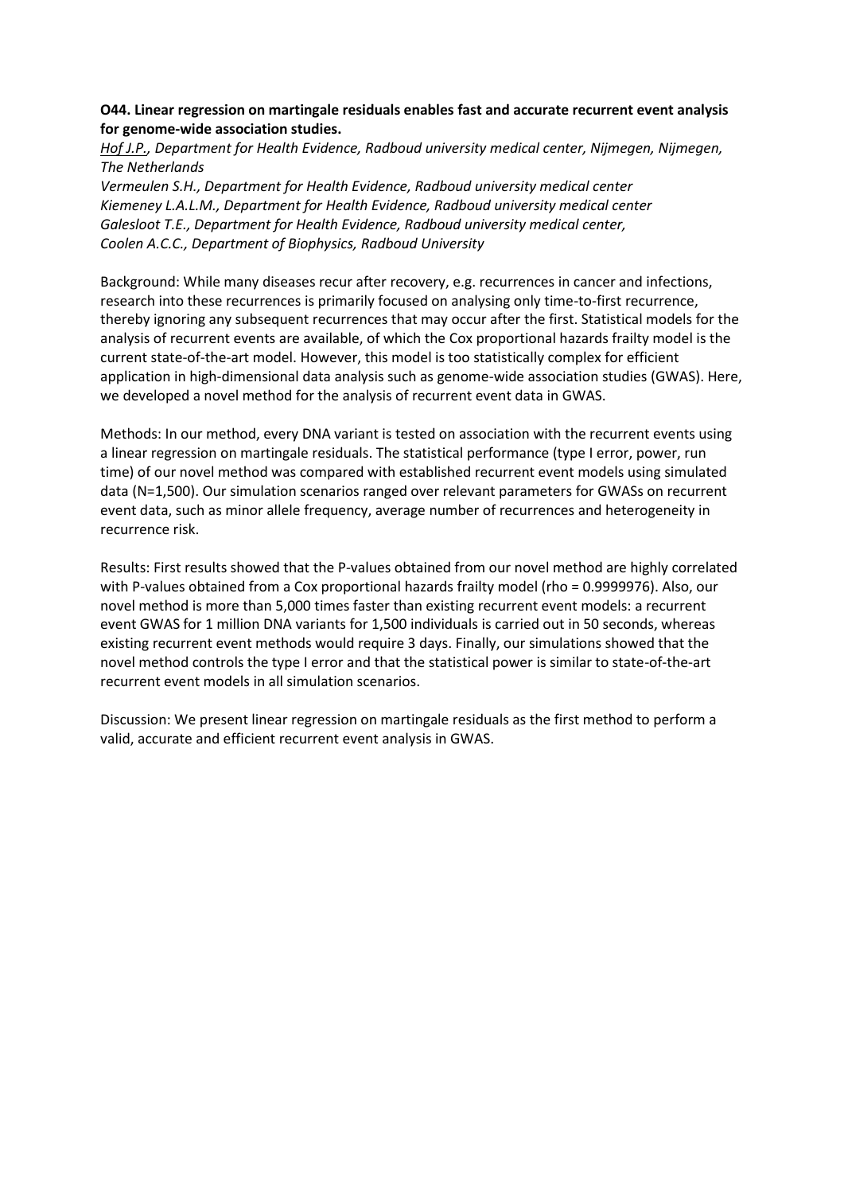**O44. Linear regression on martingale residuals enables fast and accurate recurrent event analysis for genome-wide association studies.**

*Hof J.P., Department for Health Evidence, Radboud university medical center, Nijmegen, Nijmegen, The Netherlands*

*Vermeulen S.H., Department for Health Evidence, Radboud university medical center*

*Kiemeney L.A.L.M., Department for Health Evidence, Radboud university medical center*

*Galesloot T.E., Department for Health Evidence, Radboud university medical center,*

*Coolen A.C.C., Department of Biophysics, Radboud University*

Background: While many diseases recur after recovery, e.g. recurrences in cancer and infections, research into these recurrences is primarily focused on analysing only time-to-first recurrence, thereby ignoring any subsequent recurrences that may occur after the first. Statistical models for the analysis of recurrent events are available, of which the Cox proportional hazards frailty model is the current state-of-the-art model. However, this model is too statistically complex for efficient application in high-dimensional data analysis such as genome-wide association studies (GWAS). Here, we developed a novel method for the analysis of recurrent event data in GWAS.

Methods: In our method, every DNA variant is tested on association with the recurrent events using a linear regression on martingale residuals. The statistical performance (type I error, power, run time) of our novel method was compared with established recurrent event models using simulated data (N=1,500). Our simulation scenarios ranged over relevant parameters for GWASs on recurrent event data, such as minor allele frequency, average number of recurrences and heterogeneity in recurrence risk.

Results: First results showed that the P-values obtained from our novel method are highly correlated with P-values obtained from a Cox proportional hazards frailty model (rho = 0.9999976). Also, our novel method is more than 5,000 times faster than existing recurrent event models: a recurrent event GWAS for 1 million DNA variants for 1,500 individuals is carried out in 50 seconds, whereas existing recurrent event methods would require 3 days. Finally, our simulations showed that the novel method controls the type I error and that the statistical power is similar to state-of-the-art recurrent event models in all simulation scenarios.

Discussion: We present linear regression on martingale residuals as the first method to perform a valid, accurate and efficient recurrent event analysis in GWAS.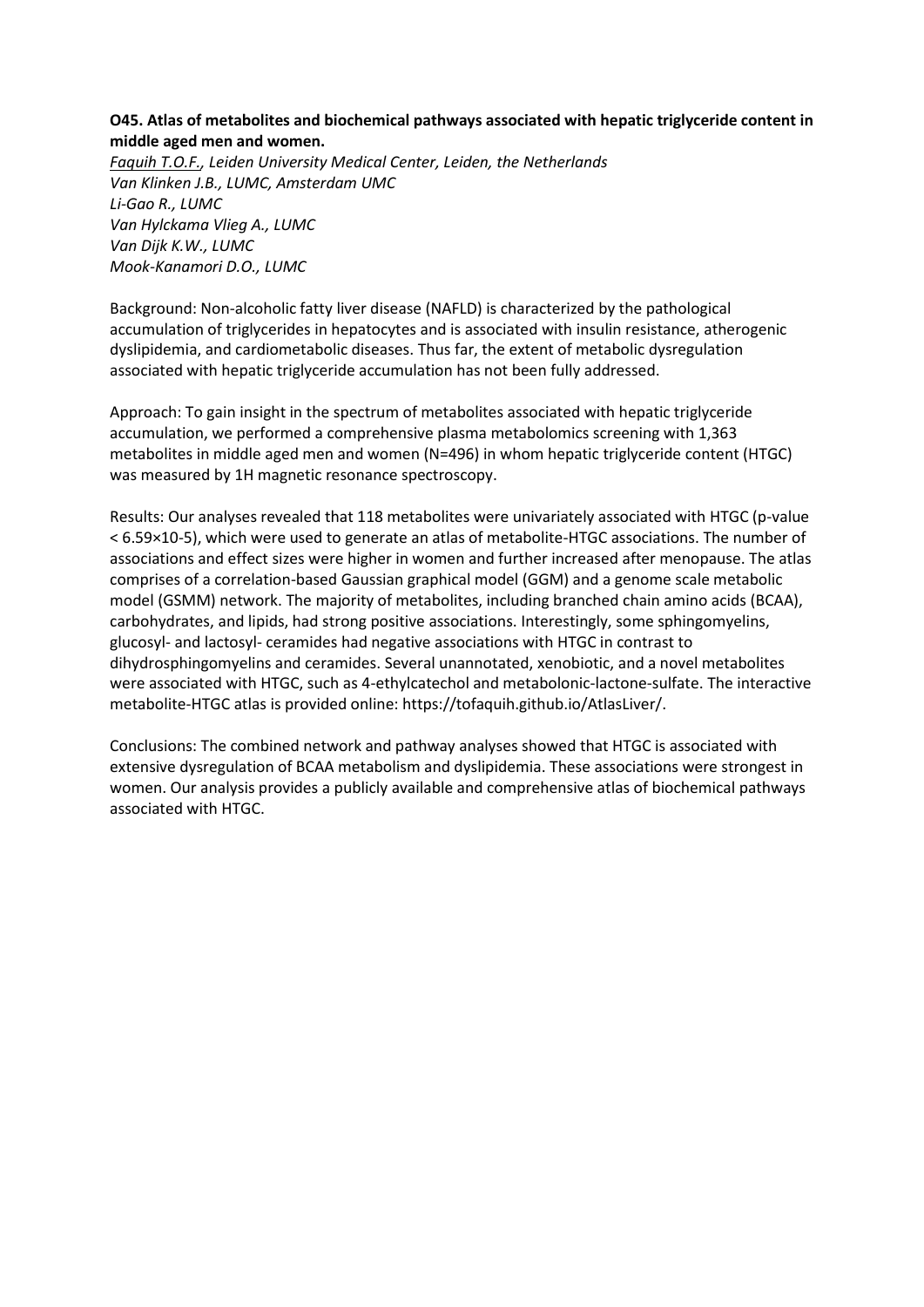**O45. Atlas of metabolites and biochemical pathways associated with hepatic triglyceride content in middle aged men and women.**

*Faquih T.O.F., Leiden University Medical Center, Leiden, the Netherlands*
*Van Klinken J.B., LUMC, Amsterdam UMC*
*Li-Gao R., LUMC*
*Van Hylckama Vlieg A., LUMC*
*Van Dijk K.W., LUMC*
*Mook-Kanamori D.O., LUMC*

Background: Non-alcoholic fatty liver disease (NAFLD) is characterized by the pathological accumulation of triglycerides in hepatocytes and is associated with insulin resistance, atherogenic dyslipidemia, and cardiometabolic diseases. Thus far, the extent of metabolic dysregulation associated with hepatic triglyceride accumulation has not been fully addressed.

Approach: To gain insight in the spectrum of metabolites associated with hepatic triglyceride accumulation, we performed a comprehensive plasma metabolomics screening with 1,363 metabolites in middle aged men and women (N=496) in whom hepatic triglyceride content (HTGC) was measured by 1H magnetic resonance spectroscopy.

Results: Our analyses revealed that 118 metabolites were univariately associated with HTGC (p-value $< 6.59 \times 10^{-5}$), which were used to generate an atlas of metabolite-HTGC associations. The number of associations and effect sizes were higher in women and further increased after menopause. The atlas comprises of a correlation-based Gaussian graphical model (GGM) and a genome scale metabolic model (GSMM) network. The majority of metabolites, including branched chain amino acids (BCAA), carbohydrates, and lipids, had strong positive associations. Interestingly, some sphingomyelins, glucosyl- and lactosyl- ceramides had negative associations with HTGC in contrast to dihydrosphingomyelins and ceramides. Several unannotated, xenobiotic, and a novel metabolites were associated with HTGC, such as 4-ethylcatechol and metabolonic-lactone-sulfate. The interactive metabolite-HTGC atlas is provided online: https://tofaquih.github.io/AtlasLiver/.

Conclusions: The combined network and pathway analyses showed that HTGC is associated with extensive dysregulation of BCAA metabolism and dyslipidemia. These associations were strongest in women. Our analysis provides a publicly available and comprehensive atlas of biochemical pathways associated with HTGC.